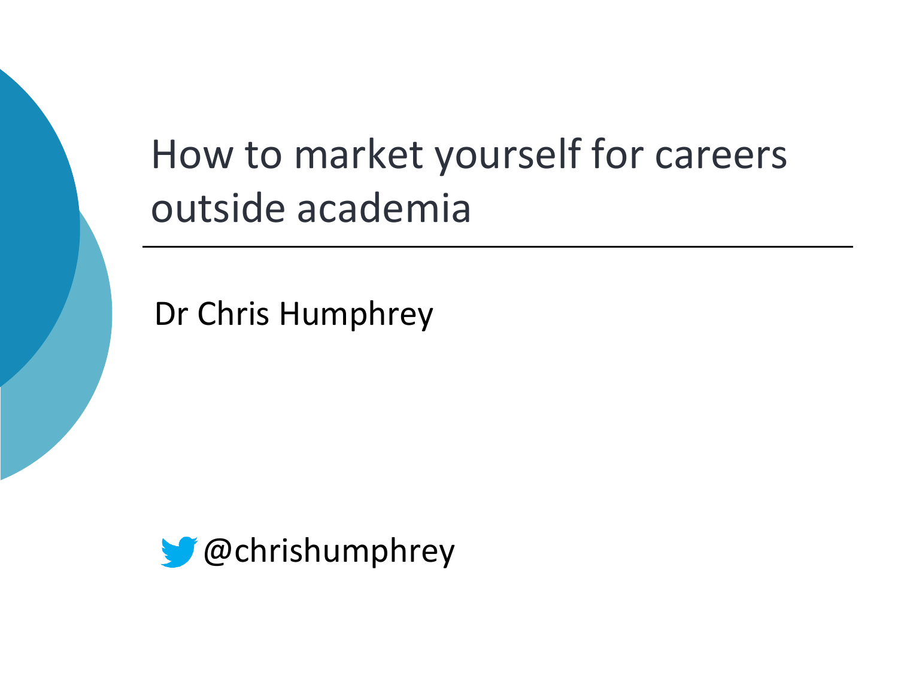# How to market yourself for careers outside academia

Dr Chris Humphrey

@chrishumphrey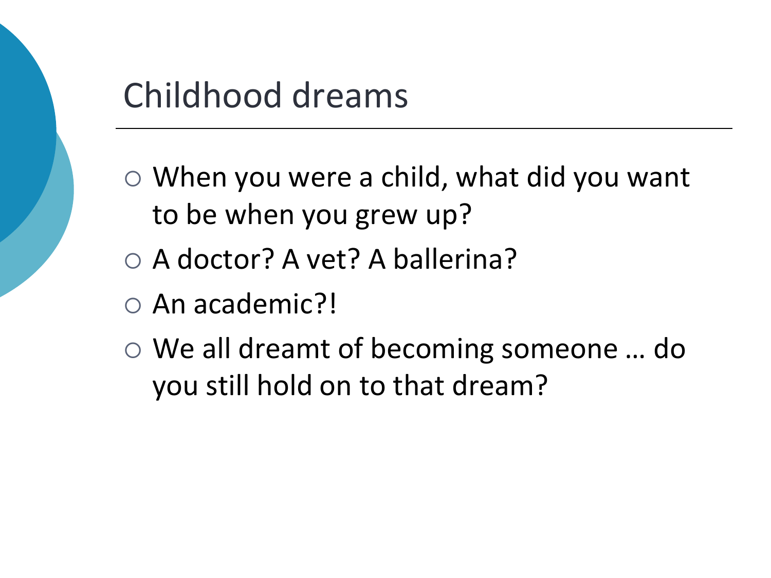# Childhood dreams

- When you were a child, what did you want to be when you grew up?
- A doctor? A vet? A ballerina?
- An academic?!
- We all dreamt of becoming someone … do you still hold on to that dream?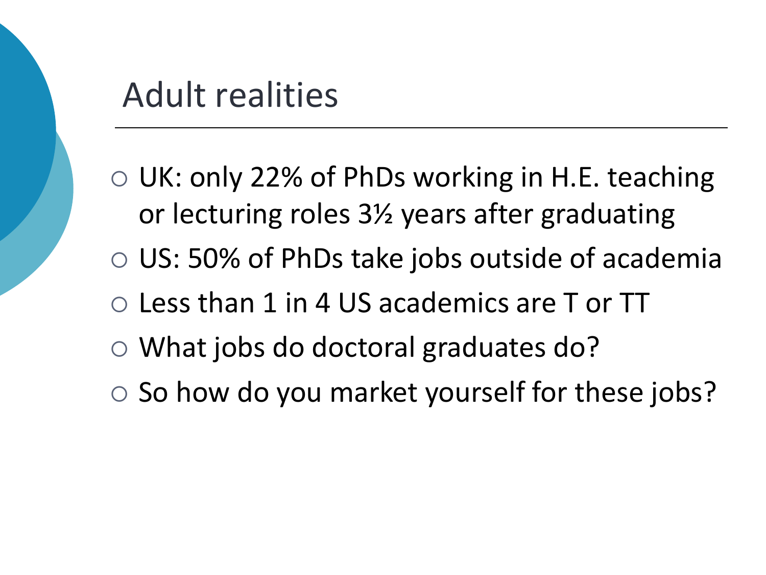# Adult realities

- UK: only 22% of PhDs working in H.E. teaching or lecturing roles 3½ years after graduating
- US: 50% of PhDs take jobs outside of academia
- Less than 1 in 4 US academics are T or TT
- What jobs do doctoral graduates do?
- So how do you market yourself for these jobs?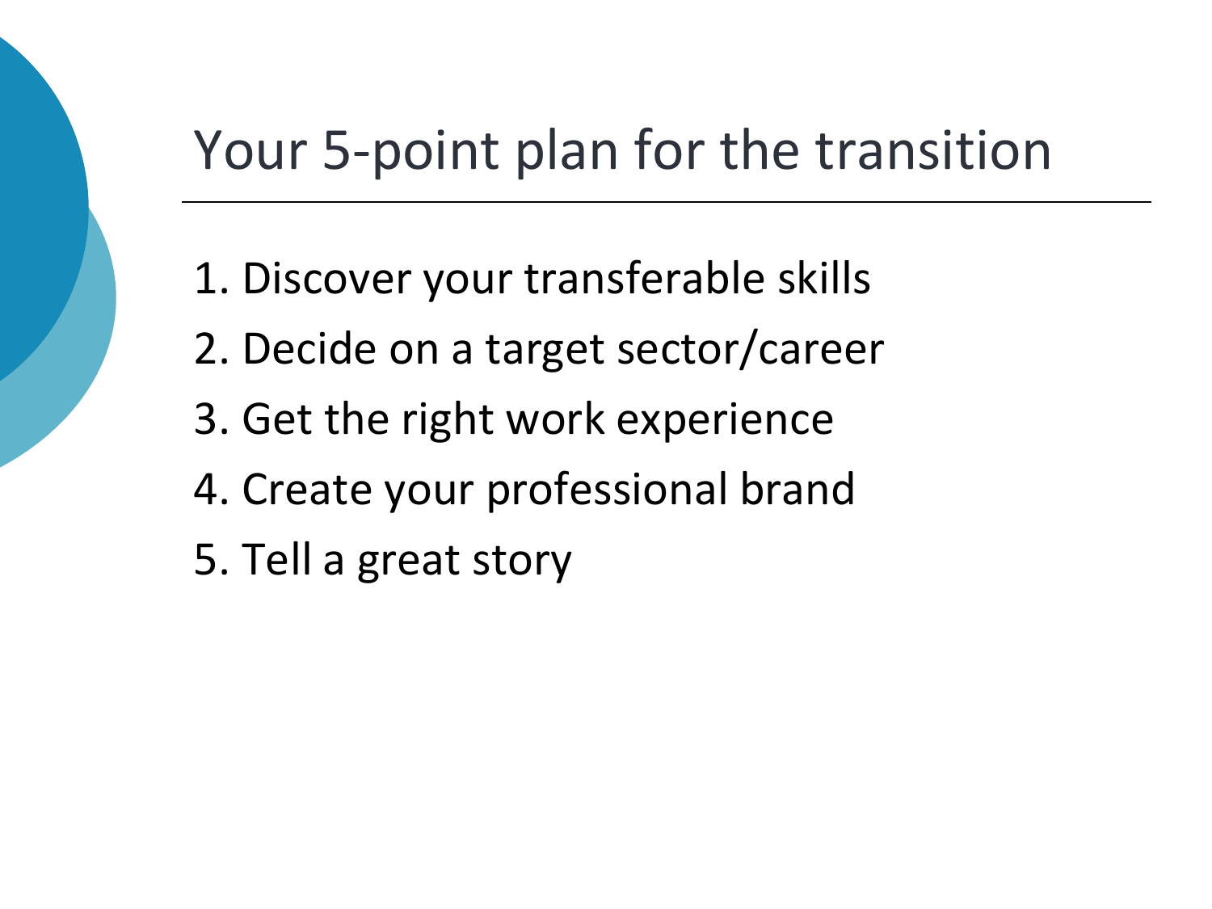# Your 5-point plan for the transition

1. Discover your transferable skills
2. Decide on a target sector/career
3. Get the right work experience
4. Create your professional brand
5. Tell a great story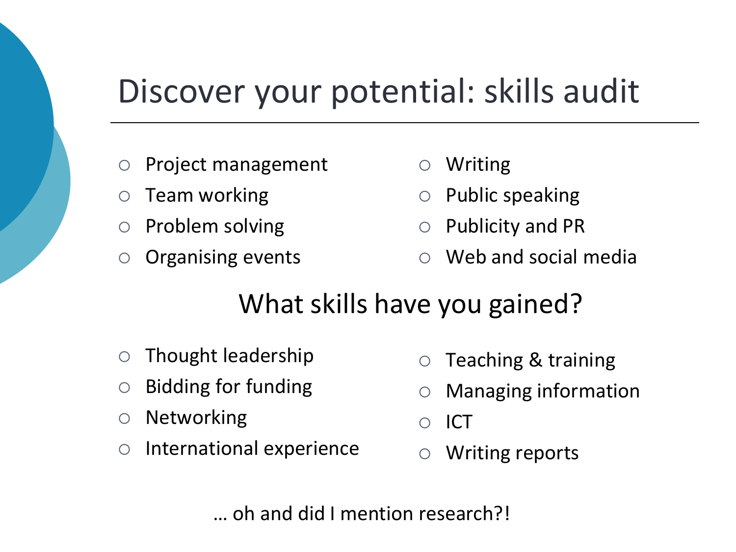# Discover your potential: skills audit

- Project management
- Team working
- Problem solving
- Organising events
- Writing
- Public speaking
- Publicity and PR
- Web and social media

## What skills have you gained?

- Thought leadership
- Bidding for funding
- Networking
- International experience
- Teaching & training
- Managing information
- ICT
- Writing reports

… oh and did I mention research?!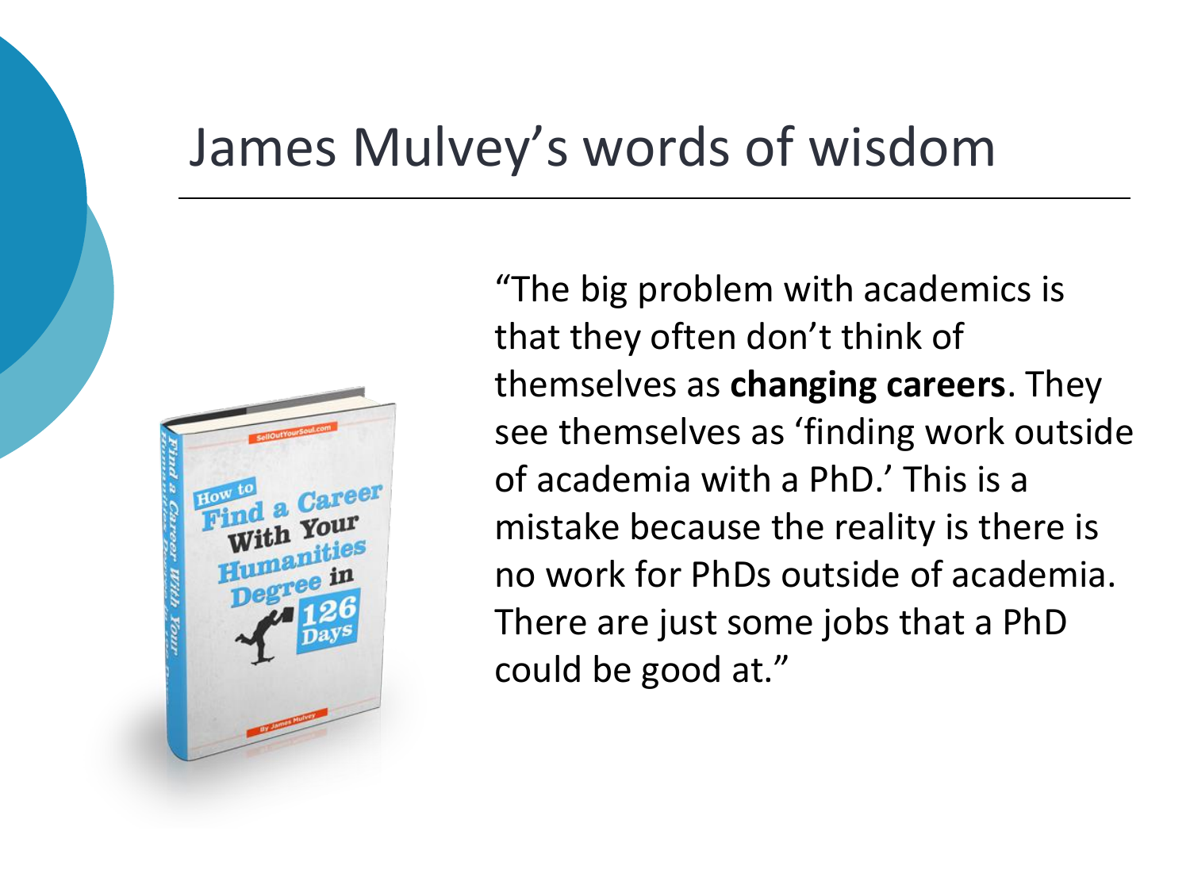# James Mulvey's words of wisdom

"The big problem with academics is that they often don't think of themselves as **changing careers**. They see themselves as 'finding work outside of academia with a PhD.' This is a mistake because the reality is there is no work for PhDs outside of academia. There are just some jobs that a PhD could be good at."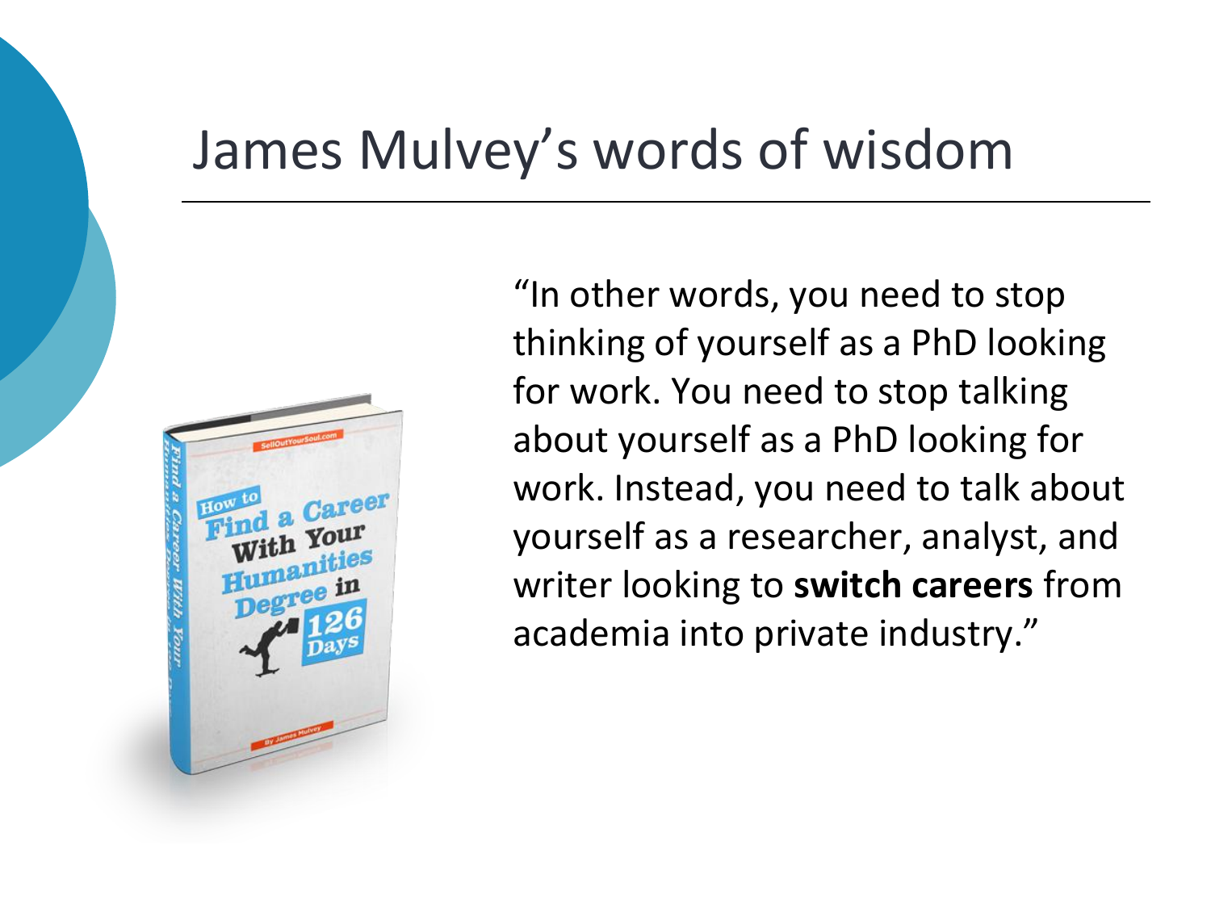# James Mulvey's words of wisdom

"In other words, you need to stop thinking of yourself as a PhD looking for work. You need to stop talking about yourself as a PhD looking for work. Instead, you need to talk about yourself as a researcher, analyst, and writer looking to **switch careers** from academia into private industry."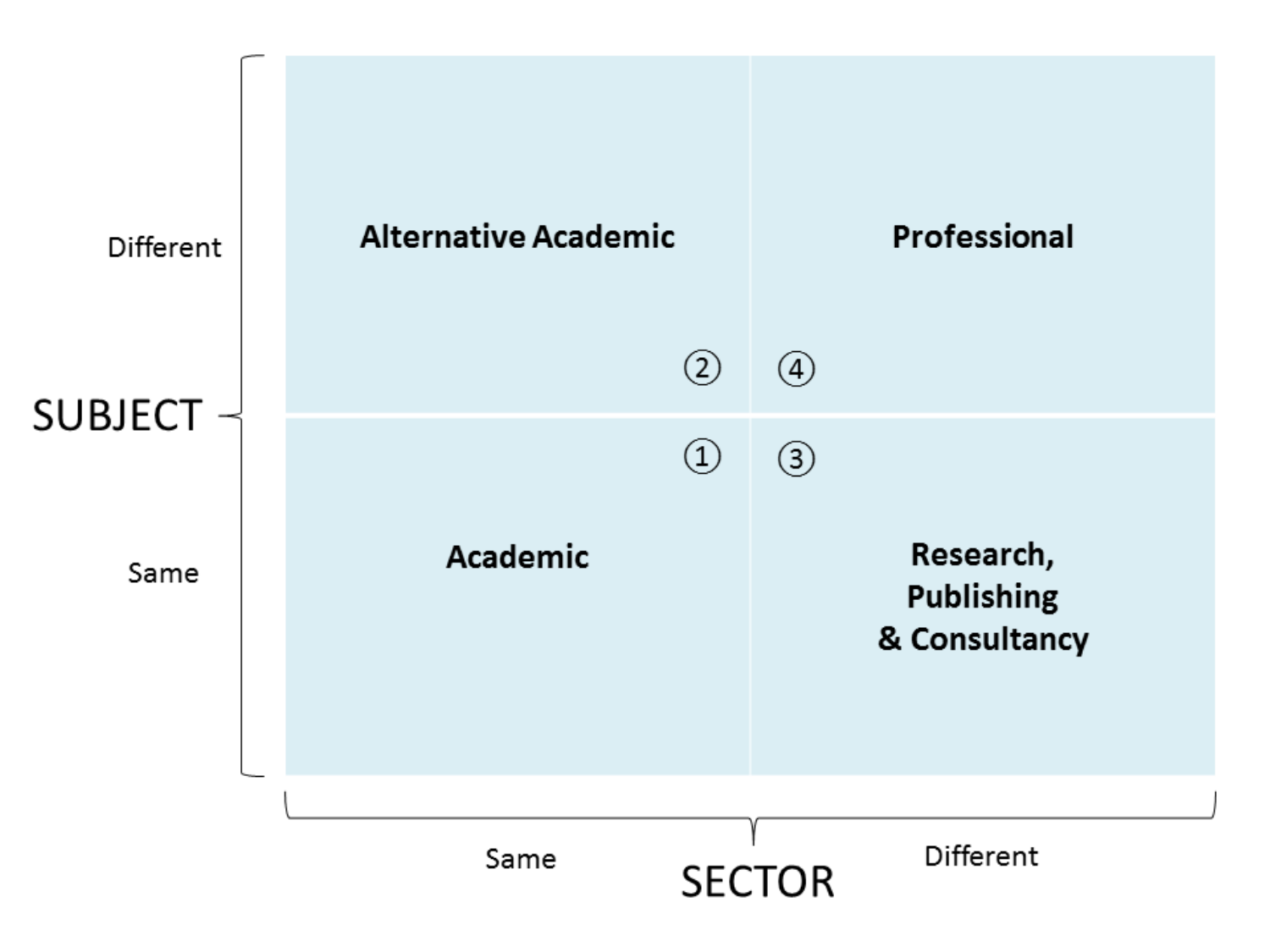| SUBJECT / SECTOR | Same | Different |
| --- | --- | --- |
| Different | Alternative Academic ② | Professional ④ |
| Same | Academic ① | Research, Publishing & Consultancy ③ |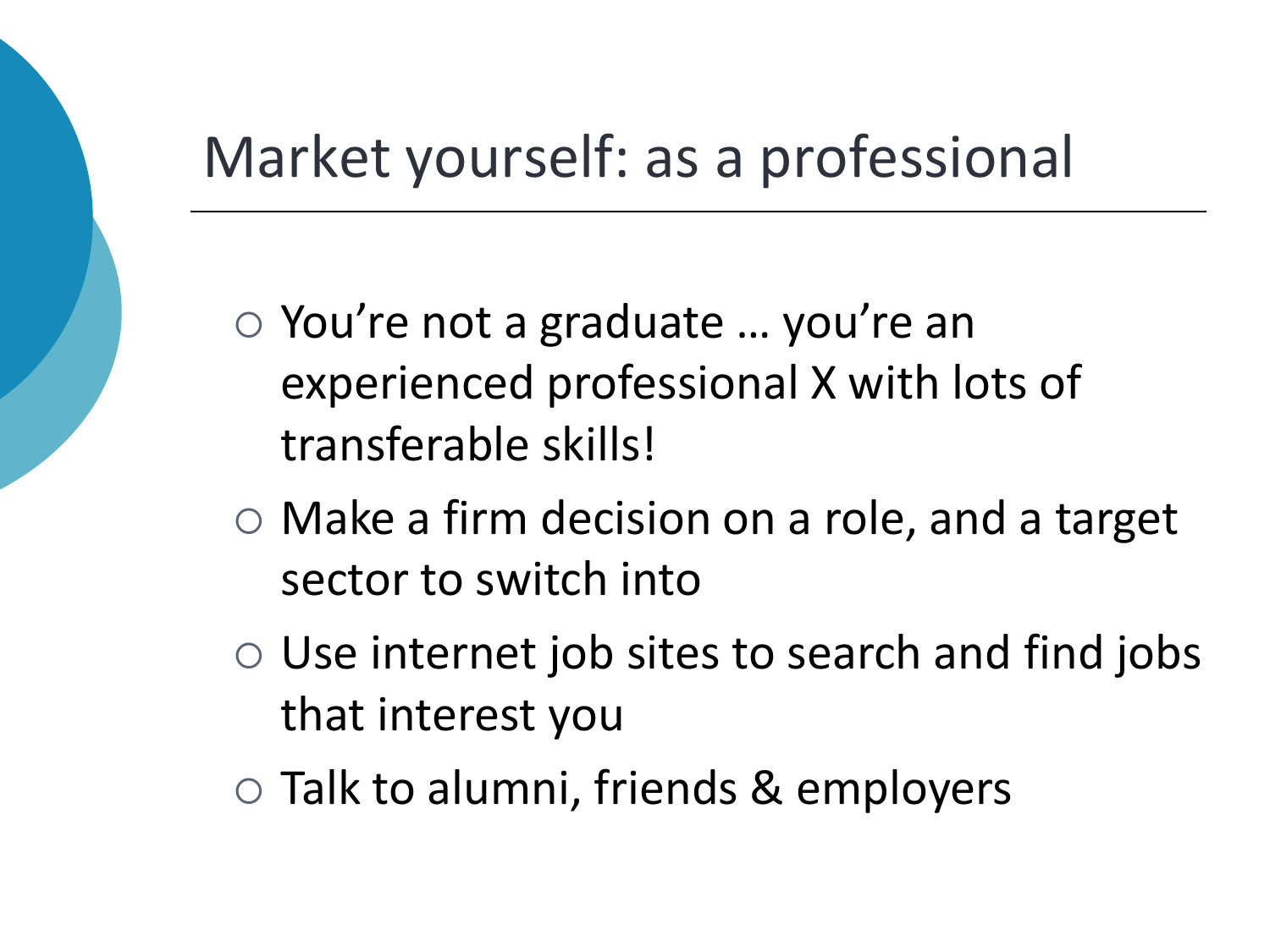# Market yourself: as a professional

- You're not a graduate … you're an experienced professional X with lots of transferable skills!
- Make a firm decision on a role, and a target sector to switch into
- Use internet job sites to search and find jobs that interest you
- Talk to alumni, friends & employers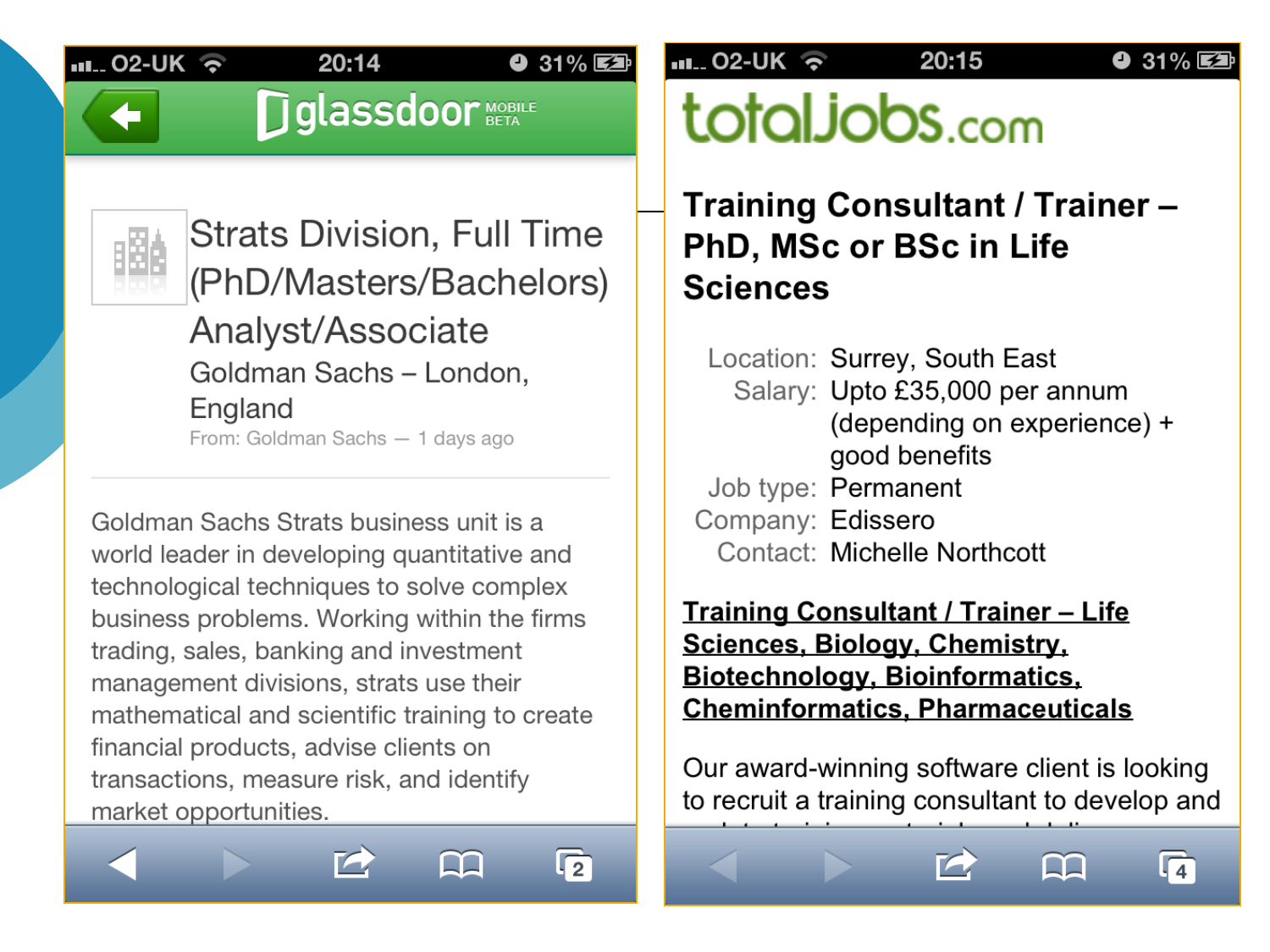glassdoor MOBILE BETA

# Strats Division, Full Time (PhD/Masters/Bachelors) Analyst/Associate

Goldman Sachs – London, England

From: Goldman Sachs — 1 days ago

Goldman Sachs Strats business unit is a world leader in developing quantitative and technological techniques to solve complex business problems. Working within the firms trading, sales, banking and investment management divisions, strats use their mathematical and scientific training to create financial products, advise clients on transactions, measure risk, and identify market opportunities.

totaljobs.com

# Training Consultant / Trainer – PhD, MSc or BSc in Life Sciences

Location: Surrey, South East

Salary: Upto £35,000 per annum (depending on experience) + good benefits

Job type: Permanent

Company: Edissero

Contact: Michelle Northcott

**Training Consultant / Trainer – Life Sciences, Biology, Chemistry, Biotechnology, Bioinformatics, Cheminformatics, Pharmaceuticals**

Our award-winning software client is looking to recruit a training consultant to develop and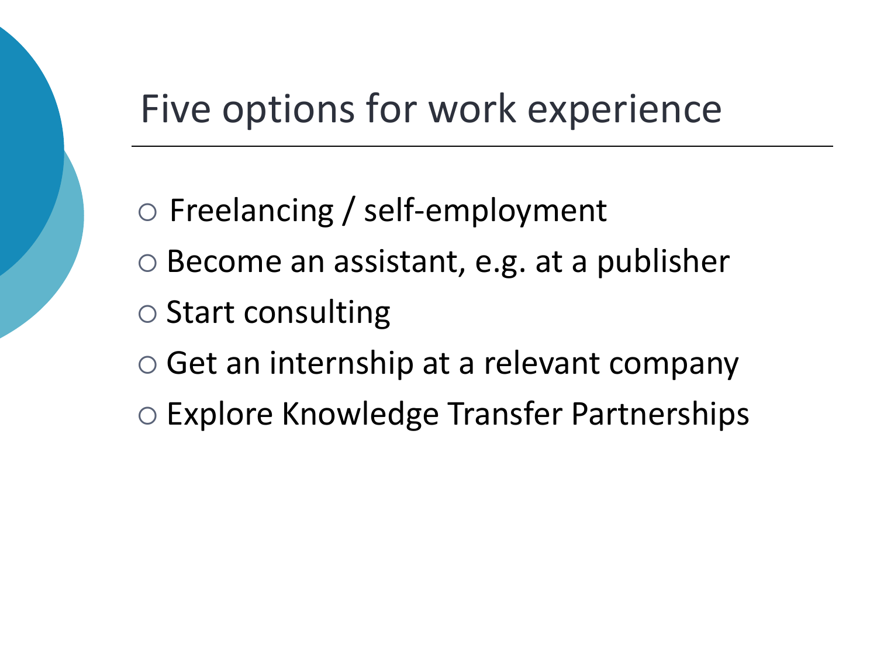# Five options for work experience

- Freelancing / self-employment
- Become an assistant, e.g. at a publisher
- Start consulting
- Get an internship at a relevant company
- Explore Knowledge Transfer Partnerships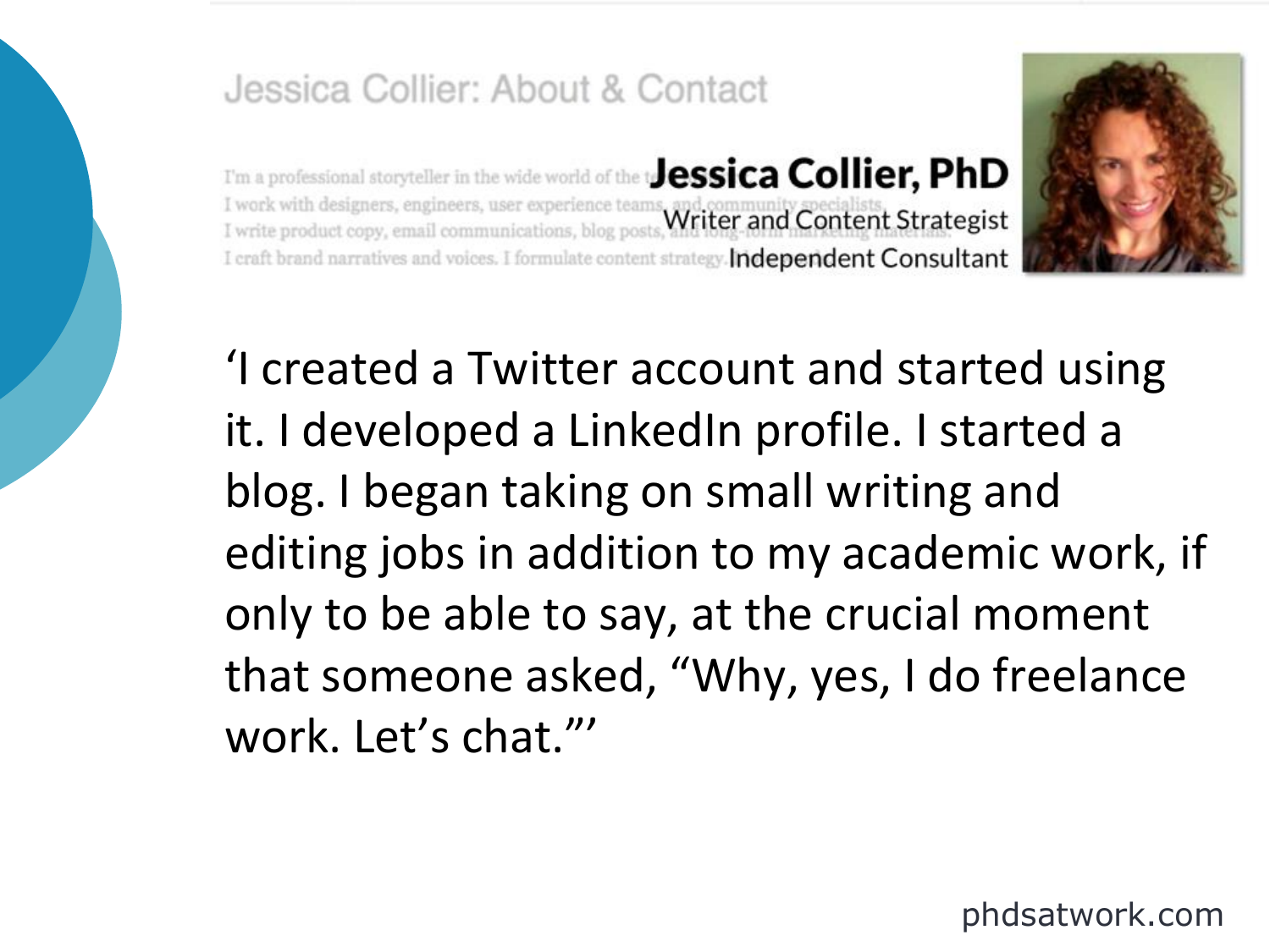Jessica Collier: About & Contact

I'm a professional storyteller in the wide world of the t...
I work with designers, engineers, user experience teams, and community specialists.
I write product copy, email communications, blog posts, and long-form marketing materials.
I craft brand narratives and voices. I formulate content strategy.

**Jessica Collier, PhD**
Writer and Content Strategist
Independent Consultant

'I created a Twitter account and started using it. I developed a LinkedIn profile. I started a blog. I began taking on small writing and editing jobs in addition to my academic work, if only to be able to say, at the crucial moment that someone asked, "Why, yes, I do freelance work. Let's chat."'

phdsatwork.com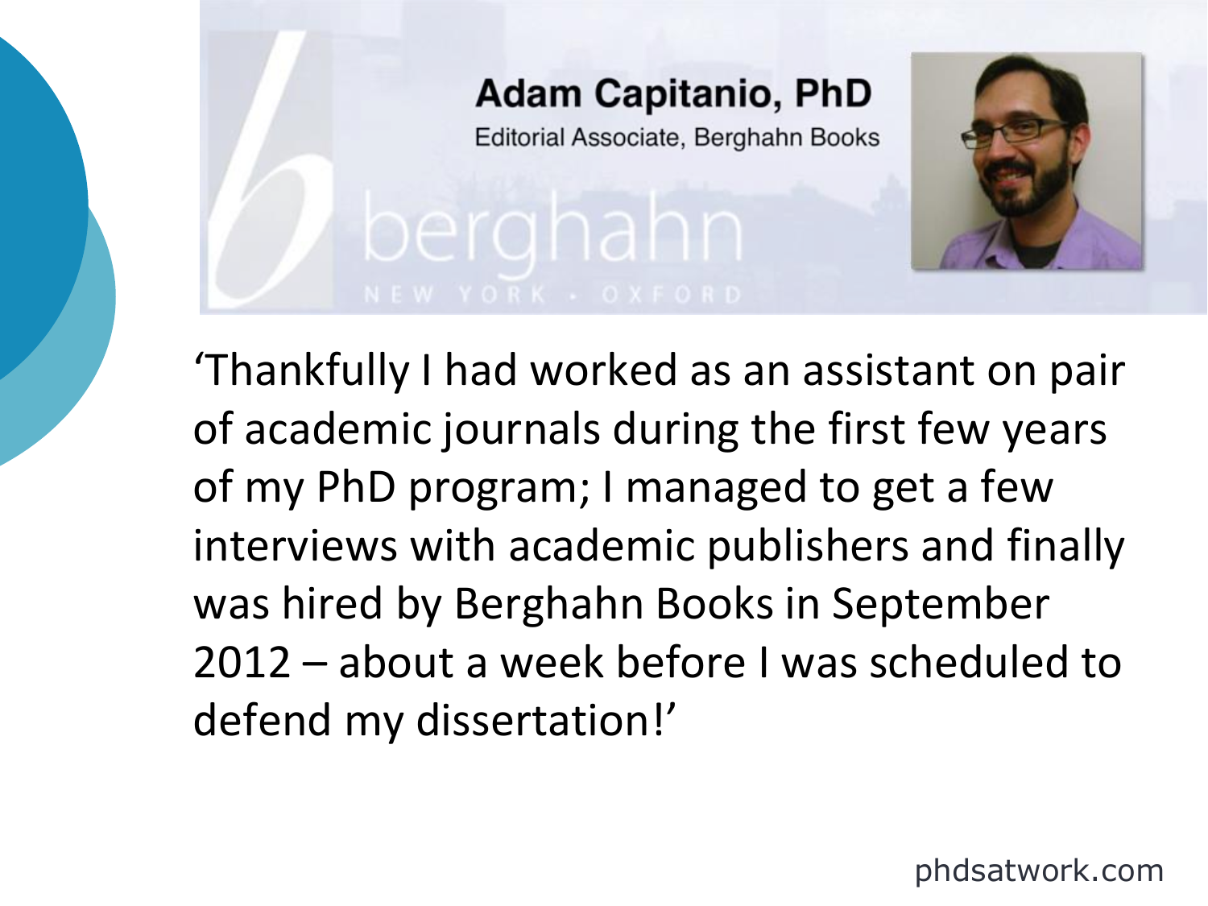**Adam Capitanio, PhD**

Editorial Associate, Berghahn Books

berghahn

NEW YORK • OXFORD

'Thankfully I had worked as an assistant on pair of academic journals during the first few years of my PhD program; I managed to get a few interviews with academic publishers and finally was hired by Berghahn Books in September 2012 – about a week before I was scheduled to defend my dissertation!'

phdsatwork.com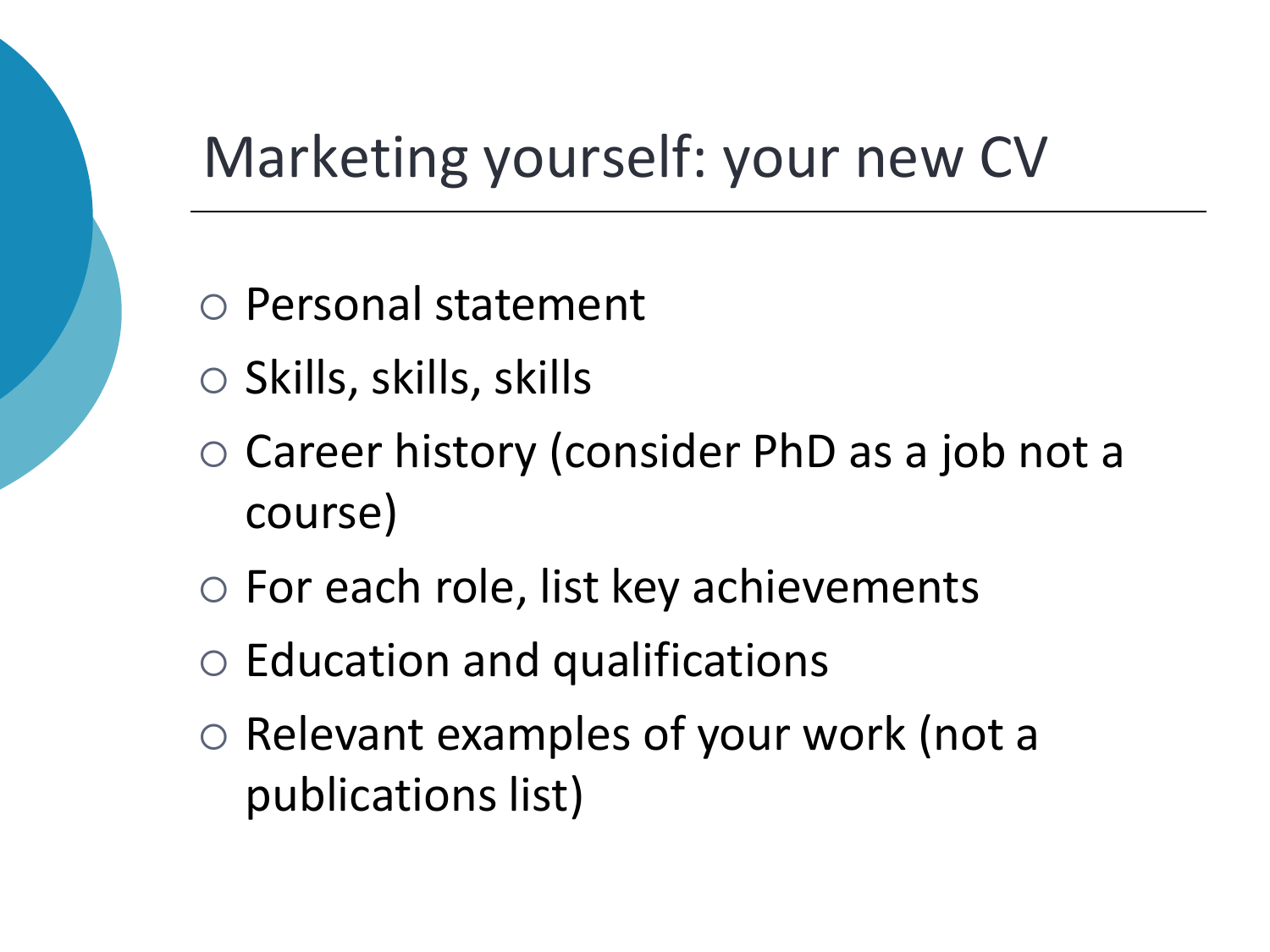# Marketing yourself: your new CV

- Personal statement
- Skills, skills, skills
- Career history (consider PhD as a job not a course)
- For each role, list key achievements
- Education and qualifications
- Relevant examples of your work (not a publications list)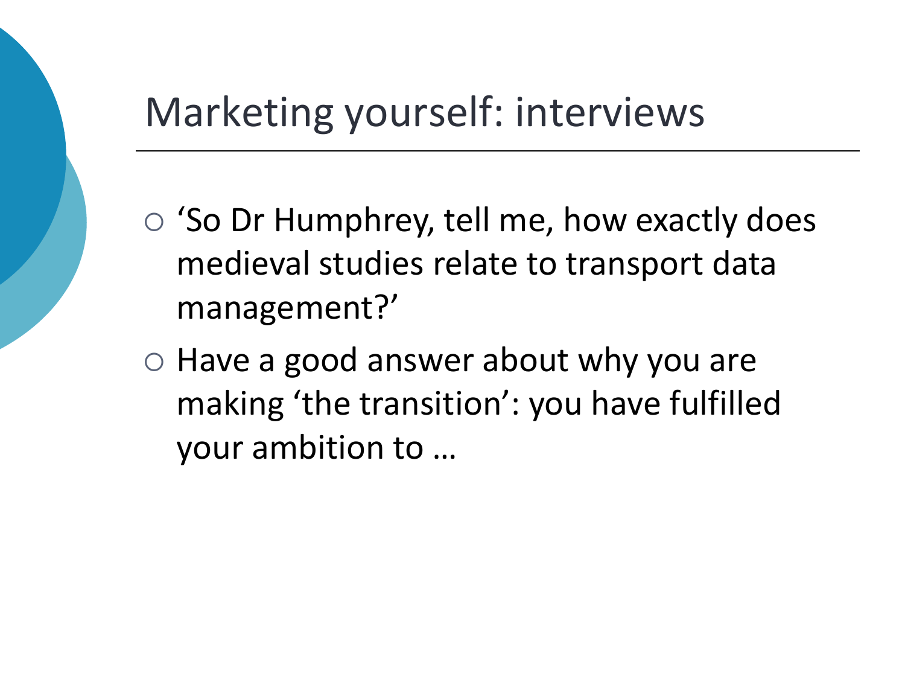# Marketing yourself: interviews

- 'So Dr Humphrey, tell me, how exactly does medieval studies relate to transport data management?'
- Have a good answer about why you are making 'the transition': you have fulfilled your ambition to …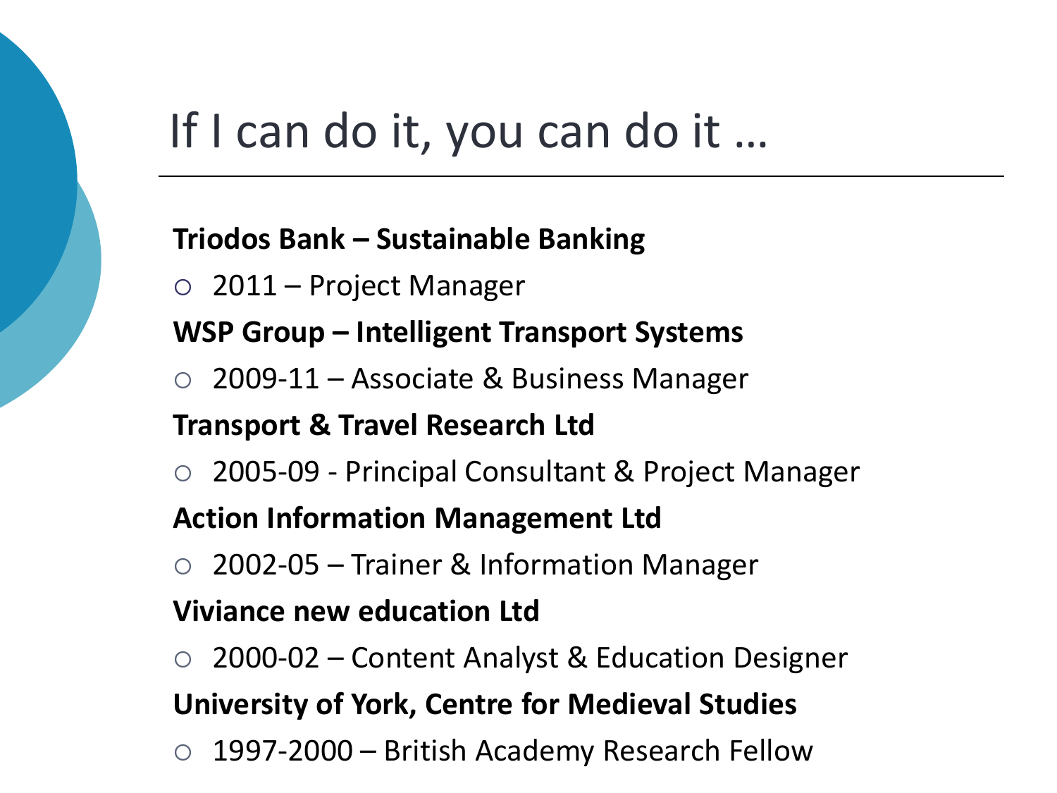# If I can do it, you can do it …

**Triodos Bank – Sustainable Banking**

- 2011 – Project Manager

**WSP Group – Intelligent Transport Systems**

- 2009-11 – Associate & Business Manager

**Transport & Travel Research Ltd**

- 2005-09 - Principal Consultant & Project Manager

**Action Information Management Ltd**

- 2002-05 – Trainer & Information Manager

**Viviance new education Ltd**

- 2000-02 – Content Analyst & Education Designer

**University of York, Centre for Medieval Studies**

- 1997-2000 – British Academy Research Fellow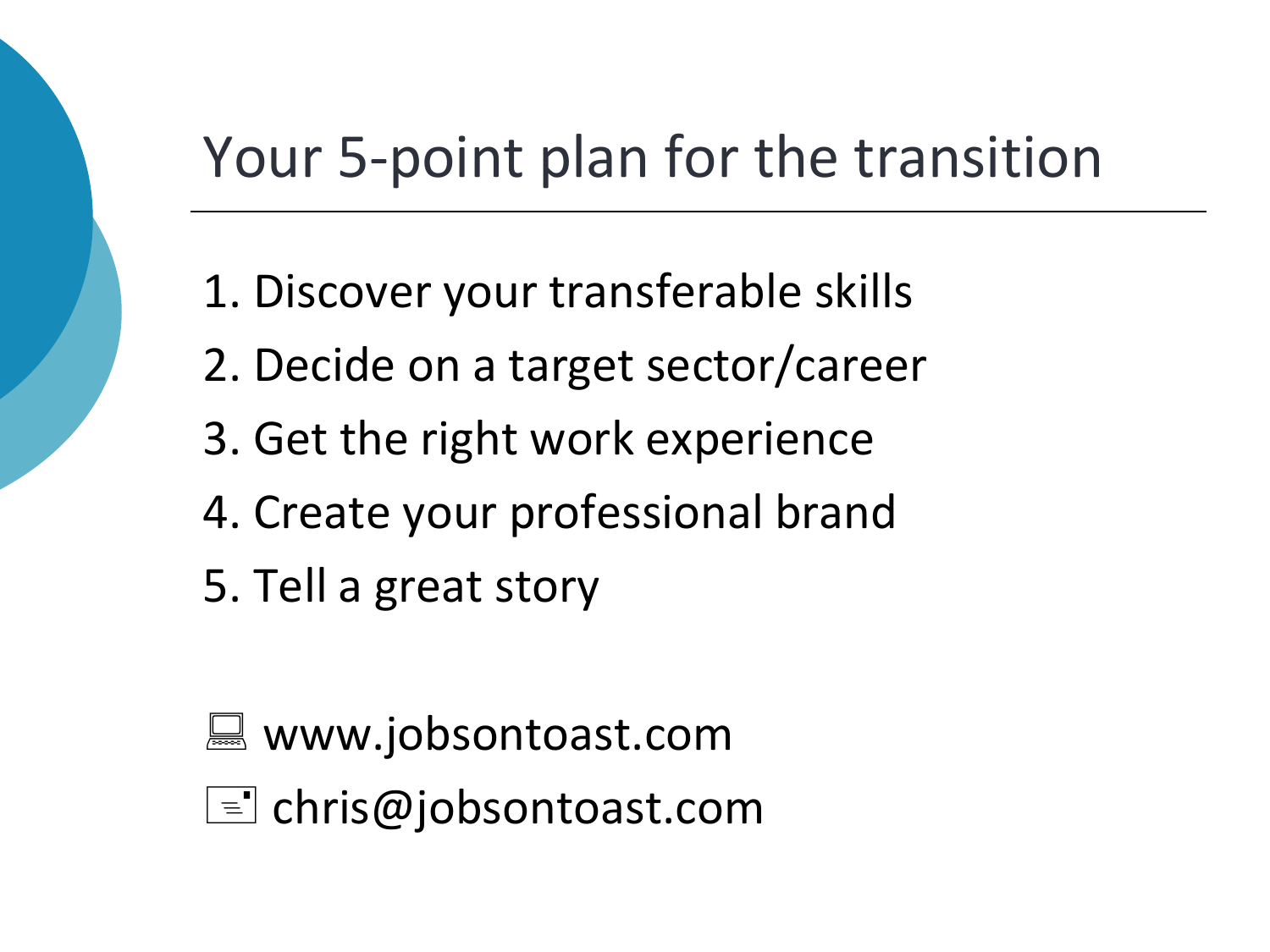# Your 5-point plan for the transition

1. Discover your transferable skills
2. Decide on a target sector/career
3. Get the right work experience
4. Create your professional brand
5. Tell a great story

💻 www.jobsontoast.com

📧 chris@jobsontoast.com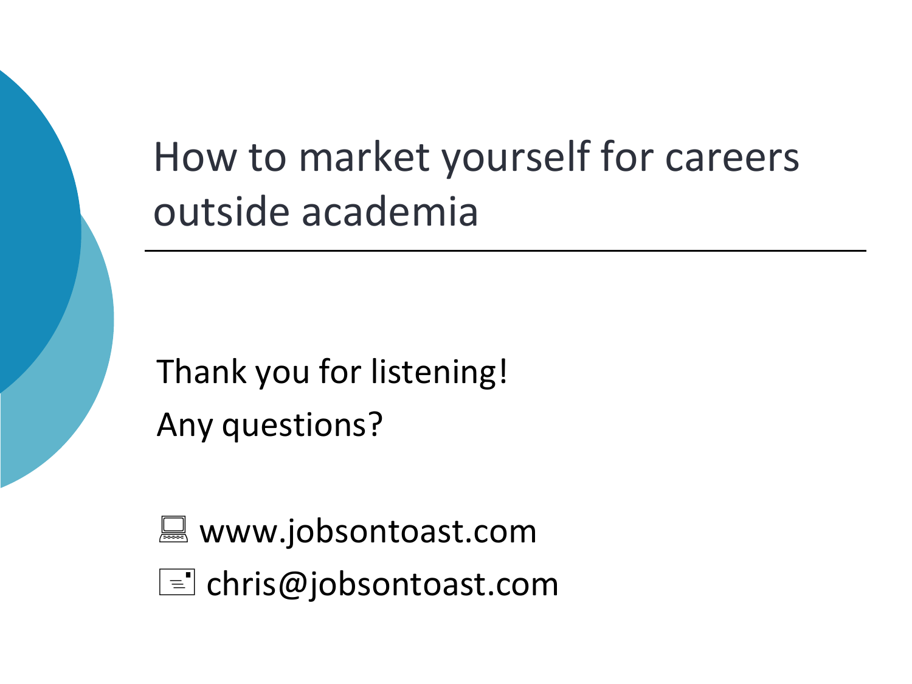# How to market yourself for careers outside academia

Thank you for listening!

Any questions?

💻 www.jobsontoast.com

📧 chris@jobsontoast.com